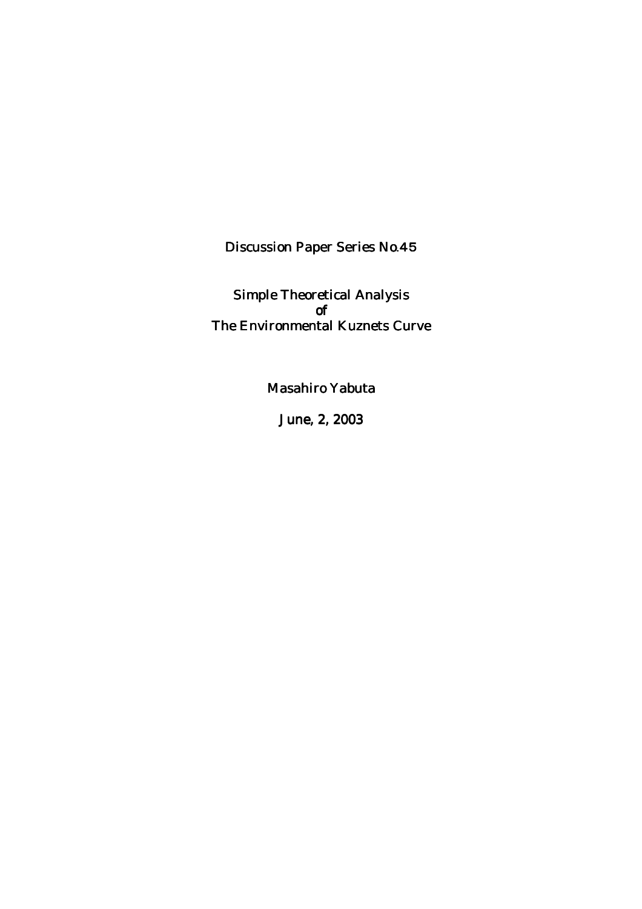Discussion Paper Series No.45

# Simple Theoretical Analysis of The Environmental Kuznets Curve

Masahiro Yabuta

June, 2, 2003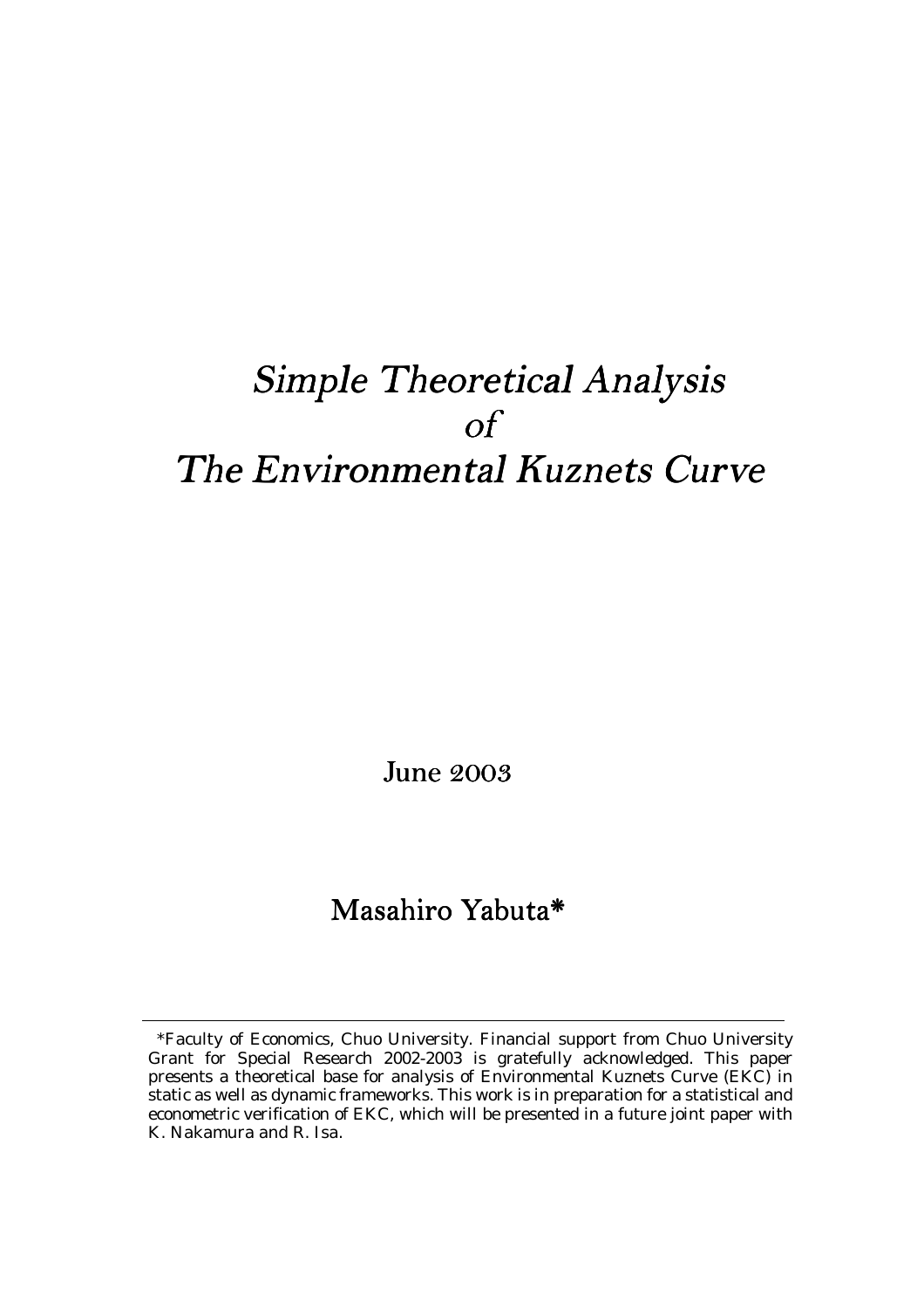# *Simple Theoretical Analysis*

# *of*

# *The Environmental Kuznets Curve*

June 2003

Masahiro Yabuta*

---

*Faculty of Economics, Chuo University. Financial support from Chuo University Grant for Special Research 2002-2003 is gratefully acknowledged. This paper presents a theoretical base for analysis of Environmental Kuznets Curve (EKC) in static as well as dynamic frameworks. This work is in preparation for a statistical and econometric verification of EKC, which will be presented in a future joint paper with K. Nakamura and R. Isa.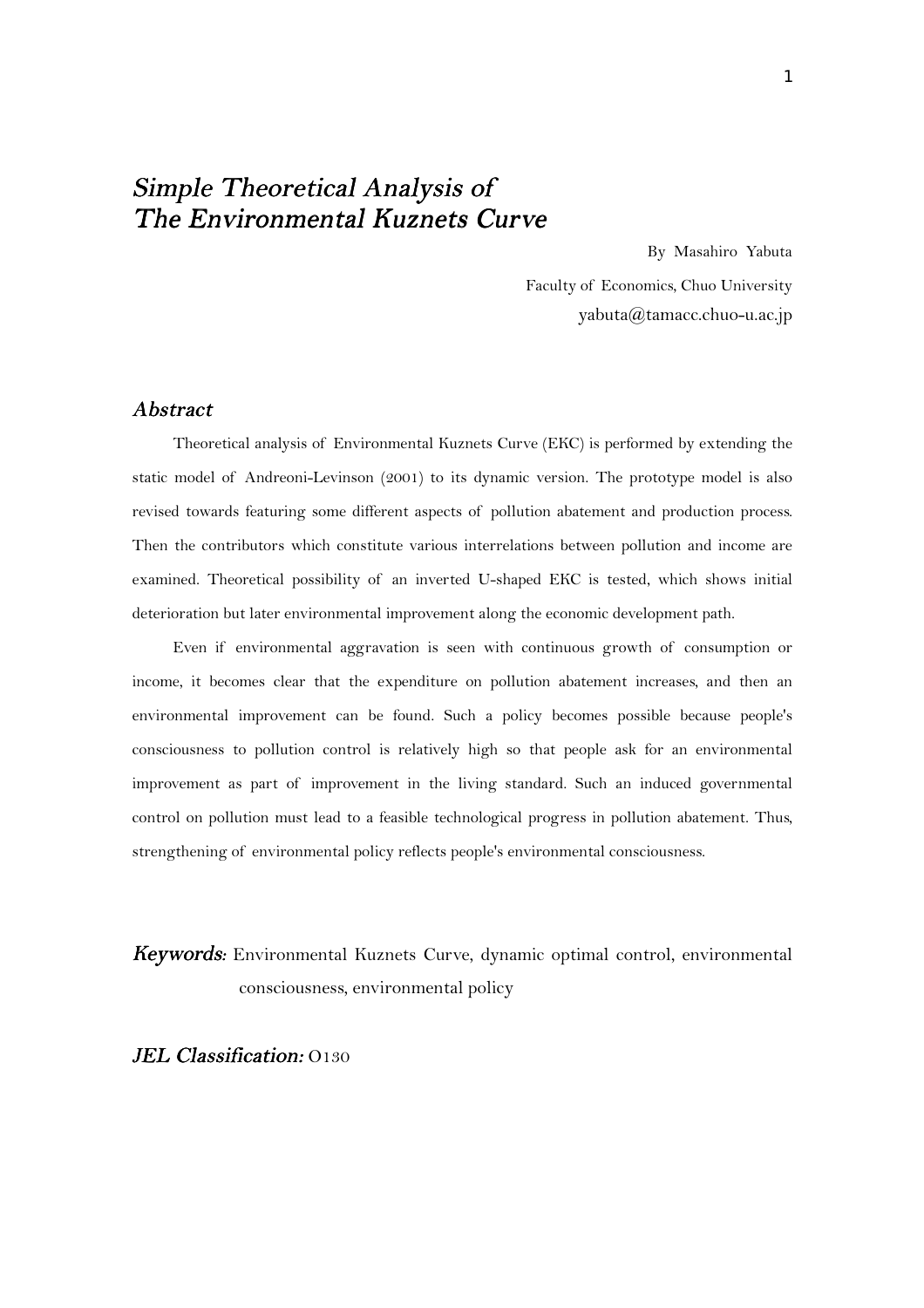# *Simple Theoretical Analysis of The Environmental Kuznets Curve*

By Masahiro Yabuta

Faculty of Economics, Chuo University

yabuta@tamacc.chuo-u.ac.jp

## *Abstract*

Theoretical analysis of Environmental Kuznets Curve (EKC) is performed by extending the static model of Andreoni-Levinson (2001) to its dynamic version. The prototype model is also revised towards featuring some different aspects of pollution abatement and production process. Then the contributors which constitute various interrelations between pollution and income are examined. Theoretical possibility of an inverted U-shaped EKC is tested, which shows initial deterioration but later environmental improvement along the economic development path.

Even if environmental aggravation is seen with continuous growth of consumption or income, it becomes clear that the expenditure on pollution abatement increases, and then an environmental improvement can be found. Such a policy becomes possible because people's consciousness to pollution control is relatively high so that people ask for an environmental improvement as part of improvement in the living standard. Such an induced governmental control on pollution must lead to a feasible technological progress in pollution abatement. Thus, strengthening of environmental policy reflects people's environmental consciousness.

***Keywords:*** Environmental Kuznets Curve, dynamic optimal control, environmental consciousness, environmental policy

***JEL Classification:*** O130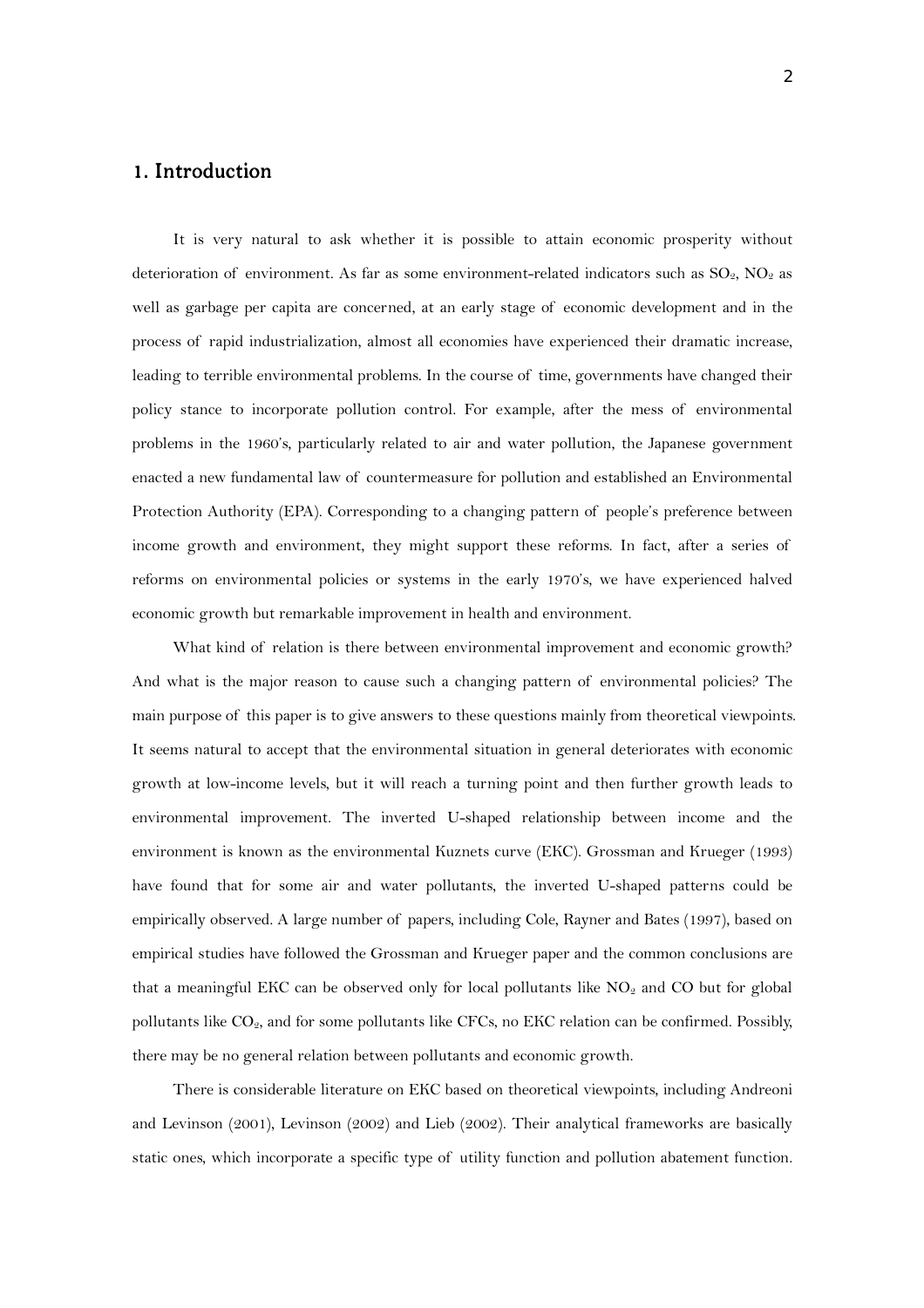# 1. Introduction

It is very natural to ask whether it is possible to attain economic prosperity without deterioration of environment. As far as some environment-related indicators such as $SO_2$, $NO_2$ as well as garbage per capita are concerned, at an early stage of economic development and in the process of rapid industrialization, almost all economies have experienced their dramatic increase, leading to terrible environmental problems. In the course of time, governments have changed their policy stance to incorporate pollution control. For example, after the mess of environmental problems in the 1960's, particularly related to air and water pollution, the Japanese government enacted a new fundamental law of countermeasure for pollution and established an Environmental Protection Authority (EPA). Corresponding to a changing pattern of people's preference between income growth and environment, they might support these reforms. In fact, after a series of reforms on environmental policies or systems in the early 1970's, we have experienced halved economic growth but remarkable improvement in health and environment.

What kind of relation is there between environmental improvement and economic growth? And what is the major reason to cause such a changing pattern of environmental policies? The main purpose of this paper is to give answers to these questions mainly from theoretical viewpoints. It seems natural to accept that the environmental situation in general deteriorates with economic growth at low-income levels, but it will reach a turning point and then further growth leads to environmental improvement. The inverted U-shaped relationship between income and the environment is known as the environmental Kuznets curve (EKC). Grossman and Krueger (1993) have found that for some air and water pollutants, the inverted U-shaped patterns could be empirically observed. A large number of papers, including Cole, Rayner and Bates (1997), based on empirical studies have followed the Grossman and Krueger paper and the common conclusions are that a meaningful EKC can be observed only for local pollutants like $NO_2$ and CO but for global pollutants like $CO_2$, and for some pollutants like CFCs, no EKC relation can be confirmed. Possibly, there may be no general relation between pollutants and economic growth.

There is considerable literature on EKC based on theoretical viewpoints, including Andreoni and Levinson (2001), Levinson (2002) and Lieb (2002). Their analytical frameworks are basically static ones, which incorporate a specific type of utility function and pollution abatement function.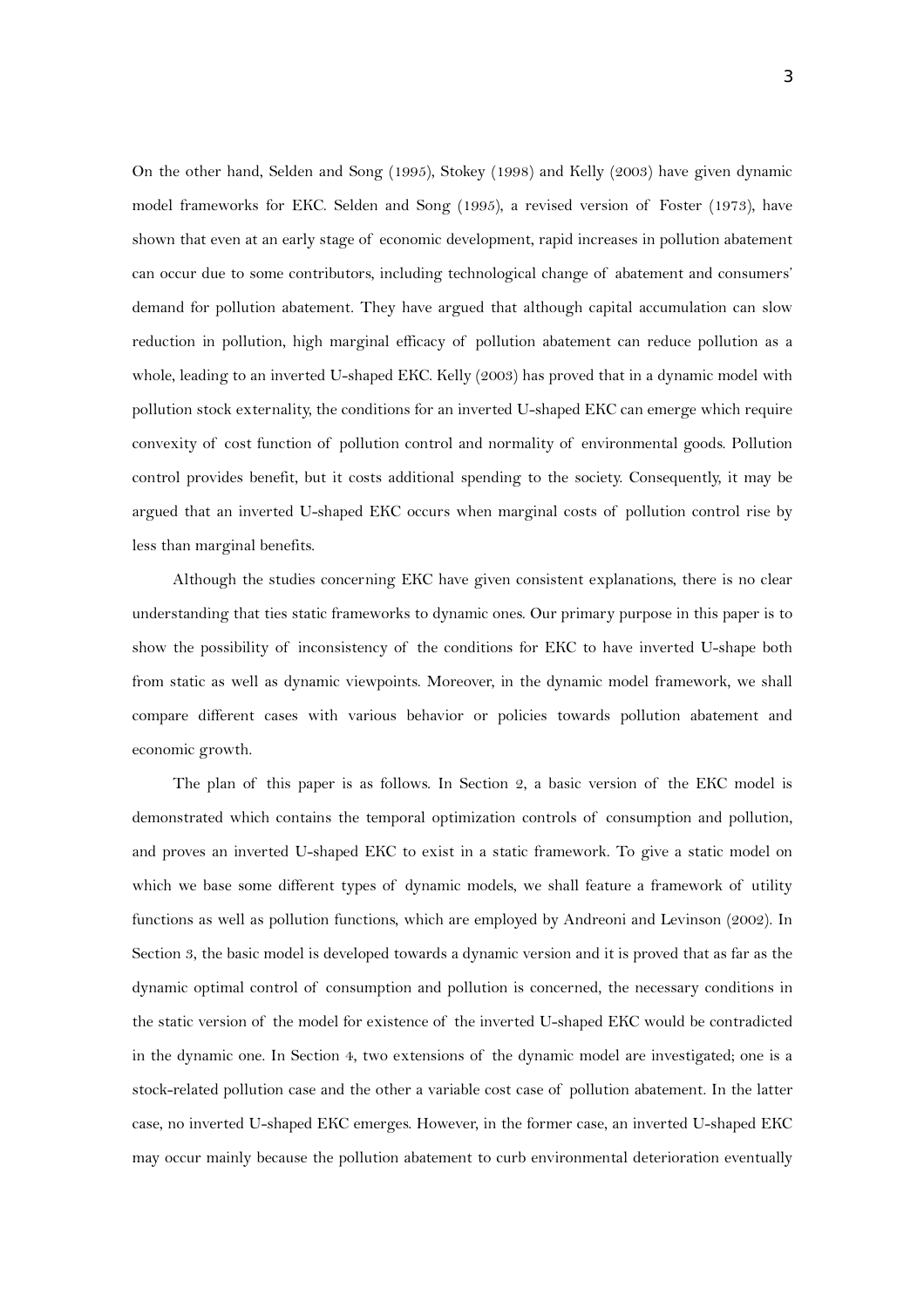On the other hand, Selden and Song (1995), Stokey (1998) and Kelly (2003) have given dynamic model frameworks for EKC. Selden and Song (1995), a revised version of Foster (1973), have shown that even at an early stage of economic development, rapid increases in pollution abatement can occur due to some contributors, including technological change of abatement and consumers' demand for pollution abatement. They have argued that although capital accumulation can slow reduction in pollution, high marginal efficacy of pollution abatement can reduce pollution as a whole, leading to an inverted U-shaped EKC. Kelly (2003) has proved that in a dynamic model with pollution stock externality, the conditions for an inverted U-shaped EKC can emerge which require convexity of cost function of pollution control and normality of environmental goods. Pollution control provides benefit, but it costs additional spending to the society. Consequently, it may be argued that an inverted U-shaped EKC occurs when marginal costs of pollution control rise by less than marginal benefits.

Although the studies concerning EKC have given consistent explanations, there is no clear understanding that ties static frameworks to dynamic ones. Our primary purpose in this paper is to show the possibility of inconsistency of the conditions for EKC to have inverted U-shape both from static as well as dynamic viewpoints. Moreover, in the dynamic model framework, we shall compare different cases with various behavior or policies towards pollution abatement and economic growth.

The plan of this paper is as follows. In Section 2, a basic version of the EKC model is demonstrated which contains the temporal optimization controls of consumption and pollution, and proves an inverted U-shaped EKC to exist in a static framework. To give a static model on which we base some different types of dynamic models, we shall feature a framework of utility functions as well as pollution functions, which are employed by Andreoni and Levinson (2002). In Section 3, the basic model is developed towards a dynamic version and it is proved that as far as the dynamic optimal control of consumption and pollution is concerned, the necessary conditions in the static version of the model for existence of the inverted U-shaped EKC would be contradicted in the dynamic one. In Section 4, two extensions of the dynamic model are investigated; one is a stock-related pollution case and the other a variable cost case of pollution abatement. In the latter case, no inverted U-shaped EKC emerges. However, in the former case, an inverted U-shaped EKC may occur mainly because the pollution abatement to curb environmental deterioration eventually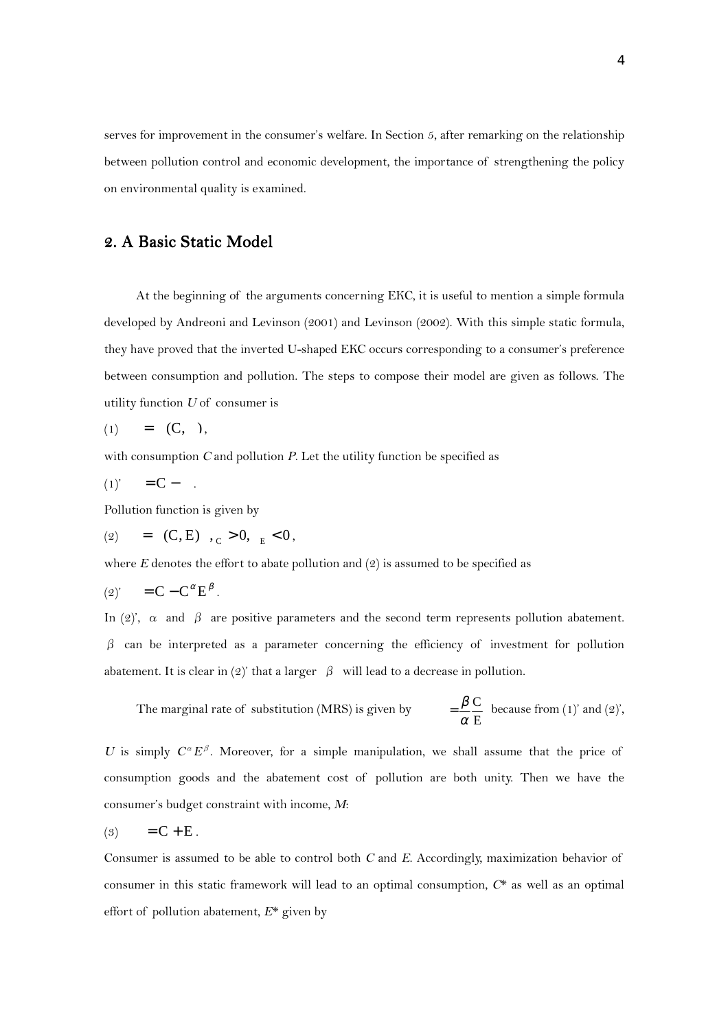serves for improvement in the consumer's welfare. In Section 5, after remarking on the relationship between pollution control and economic development, the importance of strengthening the policy on environmental quality is examined.

## 2. A Basic Static Model

At the beginning of the arguments concerning EKC, it is useful to mention a simple formula developed by Andreoni and Levinson (2001) and Levinson (2002). With this simple static formula, they have proved that the inverted U-shaped EKC occurs corresponding to a consumer's preference between consumption and pollution. The steps to compose their model are given as follows. The utility function *U* of consumer is

$$(1) \qquad U = U(C, P),$$

with consumption *C* and pollution *P*. Let the utility function be specified as

$$(1)' \qquad U = C - P.$$

Pollution function is given by

$$(2) \qquad P = P(C, E), \quad P_C > 0, \quad P_E < 0,$$

where *E* denotes the effort to abate pollution and (2) is assumed to be specified as

$$(2)' \qquad P = C - C^{\alpha} E^{\beta}.$$

In (2)', $\alpha$ and $\beta$ are positive parameters and the second term represents pollution abatement. $\beta$ can be interpreted as a parameter concerning the efficiency of investment for pollution abatement. It is clear in (2)' that a larger $\beta$ will lead to a decrease in pollution.

The marginal rate of substitution (MRS) is given by $MRS = \dfrac{\beta C}{\alpha E}$ because from (1)' and (2)', $U$ is simply $C^{\alpha} E^{\beta}$. Moreover, for a simple manipulation, we shall assume that the price of consumption goods and the abatement cost of pollution are both unity. Then we have the consumer's budget constraint with income, *M*:

$$(3) \qquad M = C + E.$$

Consumer is assumed to be able to control both *C* and *E*. Accordingly, maximization behavior of consumer in this static framework will lead to an optimal consumption, $C^*$ as well as an optimal effort of pollution abatement, $E^*$ given by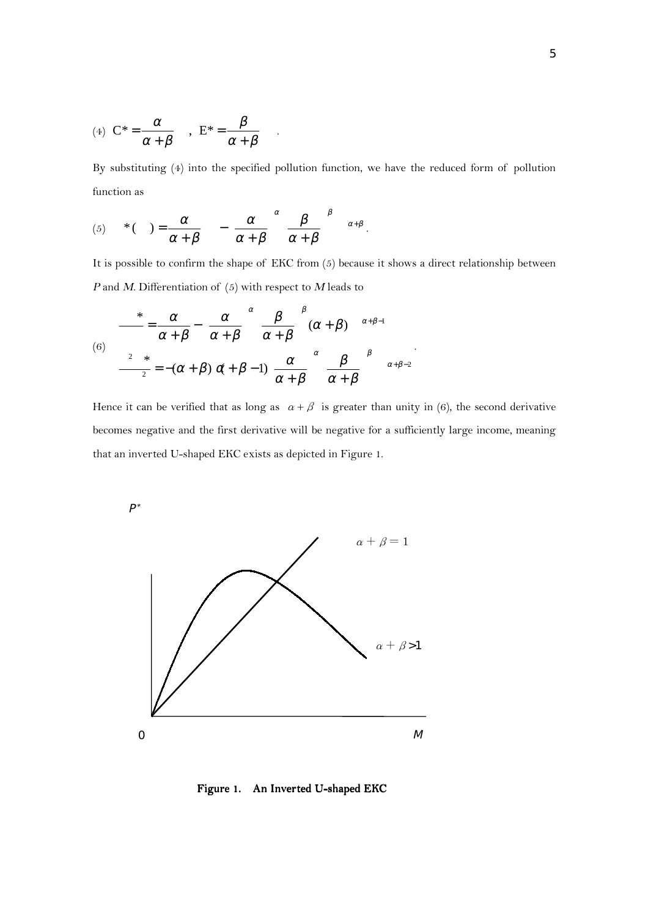$$(4)\quad C^* = \frac{\alpha}{\alpha+\beta}M, \quad E^* = \frac{\beta}{\alpha+\beta}M.$$

By substituting (4) into the specified pollution function, we have the reduced form of pollution function as

$$(5)\quad P^*(M) = \frac{\alpha}{\alpha+\beta}M - \left(\frac{\alpha}{\alpha+\beta}\right)^{\alpha}\left(\frac{\beta}{\alpha+\beta}\right)^{\beta}M^{\alpha+\beta}.$$

It is possible to confirm the shape of EKC from (5) because it shows a direct relationship between *P* and *M*. Differentiation of (5) with respect to *M* leads to

$$(6)\quad \begin{aligned} \frac{dP^*}{dM} &= \frac{\alpha}{\alpha+\beta} - \left(\frac{\alpha}{\alpha+\beta}\right)^{\alpha}\left(\frac{\beta}{\alpha+\beta}\right)^{\beta}(\alpha+\beta)M^{\alpha+\beta-1} \\ \frac{d^2P^*}{dM^2} &= -(\alpha+\beta)(\alpha+\beta-1)\left(\frac{\alpha}{\alpha+\beta}\right)^{\alpha}\left(\frac{\beta}{\alpha+\beta}\right)^{\beta}M^{\alpha+\beta-2} \end{aligned}.$$

Hence it can be verified that as long as $\alpha+\beta$ is greater than unity in (6), the second derivative becomes negative and the first derivative will be negative for a sufficiently large income, meaning that an inverted U-shaped EKC exists as depicted in Figure 1.

$P^*$

$\alpha+\beta=1$

$\alpha+\beta>1$

0

$M$

**Figure 1. An Inverted U-shaped EKC**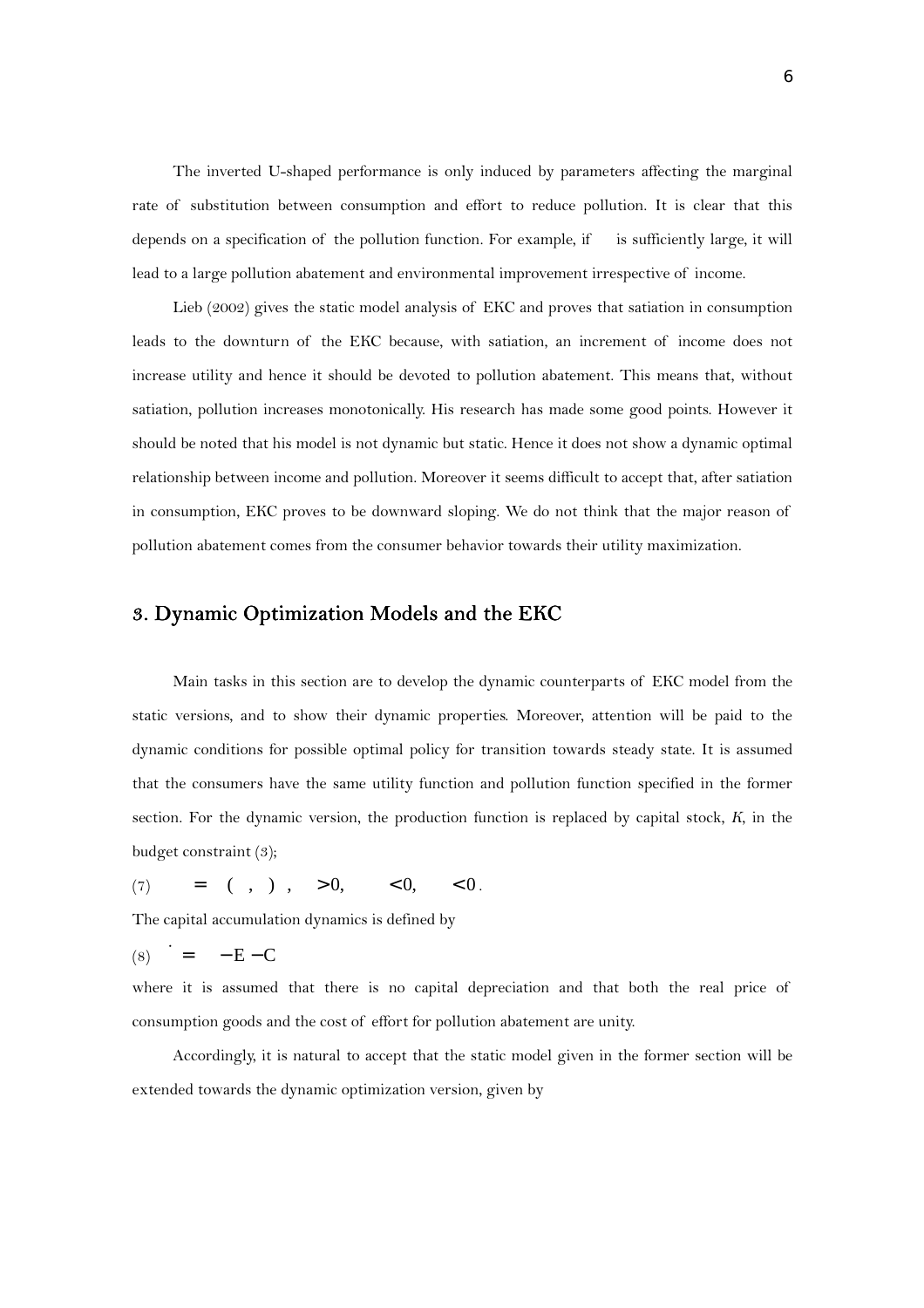The inverted U-shaped performance is only induced by parameters affecting the marginal rate of substitution between consumption and effort to reduce pollution. It is clear that this depends on a specification of the pollution function. For example, if  is sufficiently large, it will lead to a large pollution abatement and environmental improvement irrespective of income.

Lieb (2002) gives the static model analysis of EKC and proves that satiation in consumption leads to the downturn of the EKC because, with satiation, an increment of income does not increase utility and hence it should be devoted to pollution abatement. This means that, without satiation, pollution increases monotonically. His research has made some good points. However it should be noted that his model is not dynamic but static. Hence it does not show a dynamic optimal relationship between income and pollution. Moreover it seems difficult to accept that, after satiation in consumption, EKC proves to be downward sloping. We do not think that the major reason of pollution abatement comes from the consumer behavior towards their utility maximization.

## 3. Dynamic Optimization Models and the EKC

Main tasks in this section are to develop the dynamic counterparts of EKC model from the static versions, and to show their dynamic properties. Moreover, attention will be paid to the dynamic conditions for possible optimal policy for transition towards steady state. It is assumed that the consumers have the same utility function and pollution function specified in the former section. For the dynamic version, the production function is replaced by capital stock, *K*, in the budget constraint (3);

(7) $\quad = \; ( \; , \; ) \, , \quad >0, \quad <0, \quad <0 \, .$

The capital accumulation dynamics is defined by

(8) $\quad \dot{} = \quad - E - C$

where it is assumed that there is no capital depreciation and that both the real price of consumption goods and the cost of effort for pollution abatement are unity.

Accordingly, it is natural to accept that the static model given in the former section will be extended towards the dynamic optimization version, given by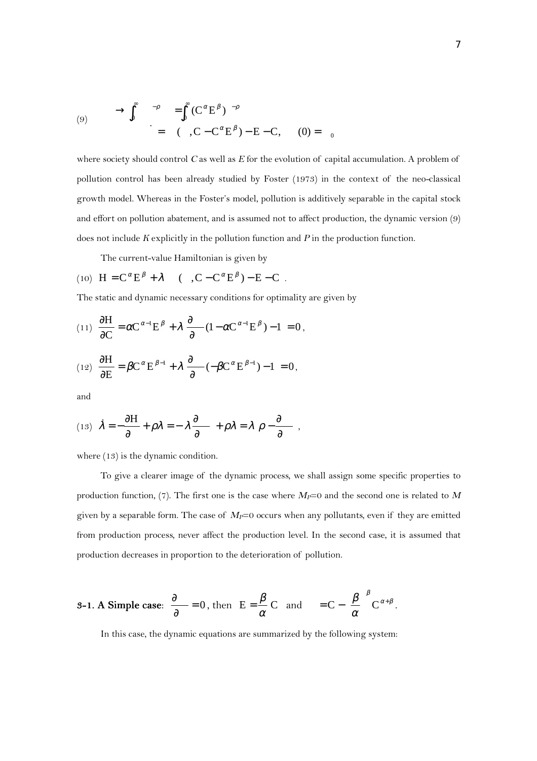$$\text{(9)}\qquad \rightarrow \int_0^{\infty} \quad {}^{-\rho} \quad = \int_0^{\infty} (\mathrm{C}^{\alpha}\mathrm{E}^{\beta}) \quad {}^{-\rho}$$
$$\dot{} \;=\; ( \;\; ,\mathrm{C} - \mathrm{C}^{\alpha}\mathrm{E}^{\beta}) - \mathrm{E} - \mathrm{C}, \qquad (0) = \quad {}_{0}$$

where society should control $C$ as well as $E$ for the evolution of capital accumulation. A problem of pollution control has been already studied by Foster (1973) in the context of the neo-classical growth model. Whereas in the Foster's model, pollution is additively separable in the capital stock and effort on pollution abatement, and is assumed not to affect production, the dynamic version (9) does not include $K$ explicitly in the pollution function and $P$ in the production function.

The current-value Hamiltonian is given by

$$\text{(10)}\quad \mathrm{H} = \mathrm{C}^{\alpha}\mathrm{E}^{\beta} + \lambda \quad ( \;\; ,\mathrm{C} - \mathrm{C}^{\alpha}\mathrm{E}^{\beta}) - \mathrm{E} - \mathrm{C} \;\; .$$

The static and dynamic necessary conditions for optimality are given by

$$\text{(11)}\quad \frac{\partial \mathrm{H}}{\partial \mathrm{C}} = \alpha \mathrm{C}^{\alpha-1}\mathrm{E}^{\beta} + \lambda \quad \frac{\partial}{\partial} (1 - \alpha \mathrm{C}^{\alpha-1}\mathrm{E}^{\beta}) - 1 \quad = 0,$$

$$\text{(12)}\quad \frac{\partial \mathrm{H}}{\partial \mathrm{E}} = \beta \mathrm{C}^{\alpha}\mathrm{E}^{\beta-1} + \lambda \quad \frac{\partial}{\partial} (-\beta \mathrm{C}^{\alpha}\mathrm{E}^{\beta-1}) - 1 \quad = 0,$$

and

$$\text{(13)}\quad \dot{\lambda} = -\frac{\partial \mathrm{H}}{\partial} + \rho\lambda = -\lambda \frac{\partial}{\partial} \quad + \rho\lambda = \lambda \quad \rho - \frac{\partial}{\partial} \quad ,$$

where (13) is the dynamic condition.

To give a clearer image of the dynamic process, we shall assign some specific properties to production function, (7). The first one is the case where $M_P$=0 and the second one is related to $M$ given by a separable form. The case of $M_P$=0 occurs when any pollutants, even if they are emitted from production process, never affect the production level. In the second case, it is assumed that production decreases in proportion to the deterioration of pollution.

**3-1. A Simple case**: $\frac{\partial}{\partial} = 0$, then $\mathrm{E} = \frac{\beta}{\alpha}\mathrm{C}$ and $\quad = \mathrm{C} - \left(\frac{\beta}{\alpha}\right)^{\beta} \mathrm{C}^{\alpha+\beta}$.

In this case, the dynamic equations are summarized by the following system: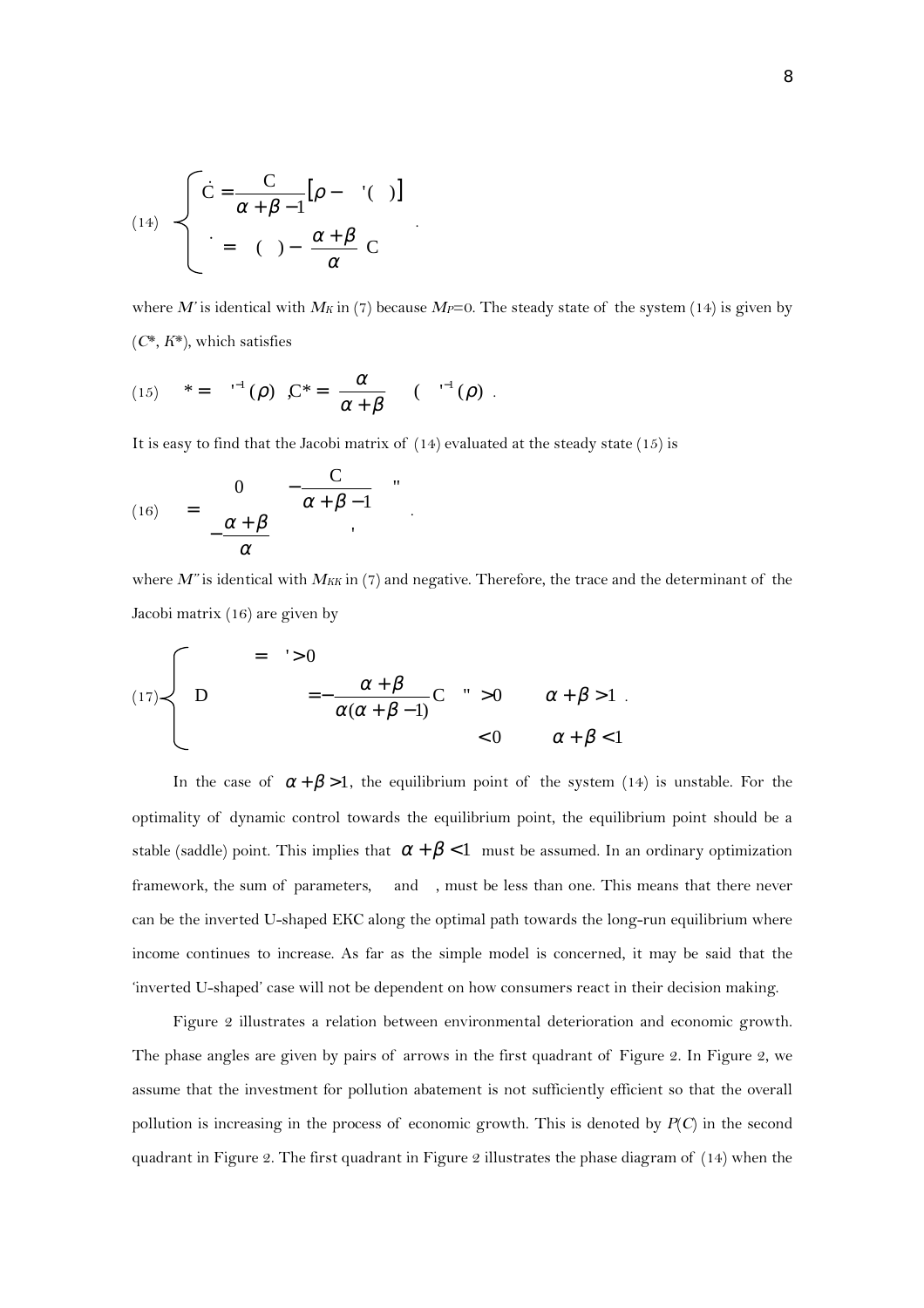$$
(14)\quad \begin{cases} \dot{C} = \dfrac{C}{\alpha+\beta-1}\left[\rho - M'(K)\right] \\ \dot{K} = M(K) - \dfrac{\alpha+\beta}{\alpha}C \end{cases}.
$$

where $M'$ is identical with $M_K$ in (7) because $M_P=0$. The steady state of the system (14) is given by $(C^*, K^*)$, which satisfies

$$
(15)\quad K^* = M'^{-1}(\rho),\ C^* = \frac{\alpha}{\alpha+\beta} M\left(M'^{-1}(\rho)\right).
$$

It is easy to find that the Jacobi matrix of (14) evaluated at the steady state (15) is

$$
(16)\quad J = \begin{pmatrix} 0 & -\dfrac{C}{\alpha+\beta-1}M'' \\ -\dfrac{\alpha+\beta}{\alpha} & M' \end{pmatrix}.
$$

where $M''$ is identical with $M_{KK}$ in (7) and negative. Therefore, the trace and the determinant of the Jacobi matrix (16) are given by

$$
(17)\quad \begin{cases} \mathrm{tr}\,J = M' > 0 \\ \mathrm{Det}\,J = -\dfrac{\alpha+\beta}{\alpha(\alpha+\beta-1)}C M'' \begin{cases} >0 & \text{if } \alpha+\beta>1 \\ <0 & \text{if } \alpha+\beta<1 \end{cases} \end{cases}.
$$

In the case of $\alpha+\beta>1$, the equilibrium point of the system (14) is unstable. For the optimality of dynamic control towards the equilibrium point, the equilibrium point should be a stable (saddle) point. This implies that $\alpha+\beta<1$ must be assumed. In an ordinary optimization framework, the sum of parameters, $\alpha$ and $\beta$, must be less than one. This means that there never can be the inverted U-shaped EKC along the optimal path towards the long-run equilibrium where income continues to increase. As far as the simple model is concerned, it may be said that the 'inverted U-shaped' case will not be dependent on how consumers react in their decision making.

Figure 2 illustrates a relation between environmental deterioration and economic growth. The phase angles are given by pairs of arrows in the first quadrant of Figure 2. In Figure 2, we assume that the investment for pollution abatement is not sufficiently efficient so that the overall pollution is increasing in the process of economic growth. This is denoted by $P(C)$ in the second quadrant in Figure 2. The first quadrant in Figure 2 illustrates the phase diagram of (14) when the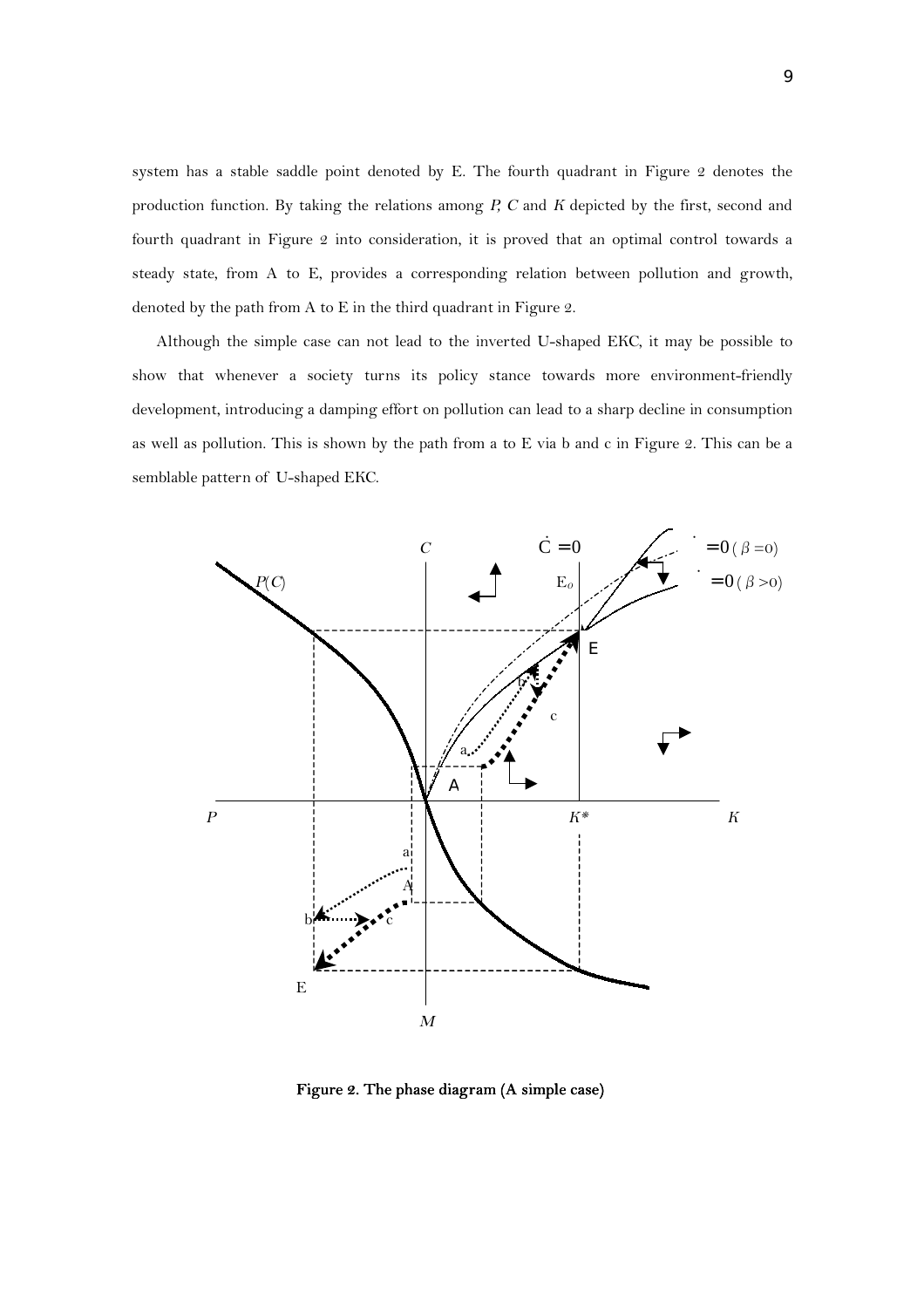system has a stable saddle point denoted by E. The fourth quadrant in Figure 2 denotes the production function. By taking the relations among *P, C* and *K* depicted by the first, second and fourth quadrant in Figure 2 into consideration, it is proved that an optimal control towards a steady state, from A to E, provides a corresponding relation between pollution and growth, denoted by the path from A to E in the third quadrant in Figure 2.

Although the simple case can not lead to the inverted U-shaped EKC, it may be possible to show that whenever a society turns its policy stance towards more environment-friendly development, introducing a damping effort on pollution can lead to a sharp decline in consumption as well as pollution. This is shown by the path from a to E via b and c in Figure 2. This can be a semblable pattern of U-shaped EKC.

$C$

$\dot{C}=0$

$\dot{}=0\ (\beta=0)$

$\dot{}=0\ (\beta>0)$

$P(C)$

$E_o$

E

b

c

a

A

$P$

$K^*$

$K$

a

A

b

c

E

$M$

**Figure 2. The phase diagram (A simple case)**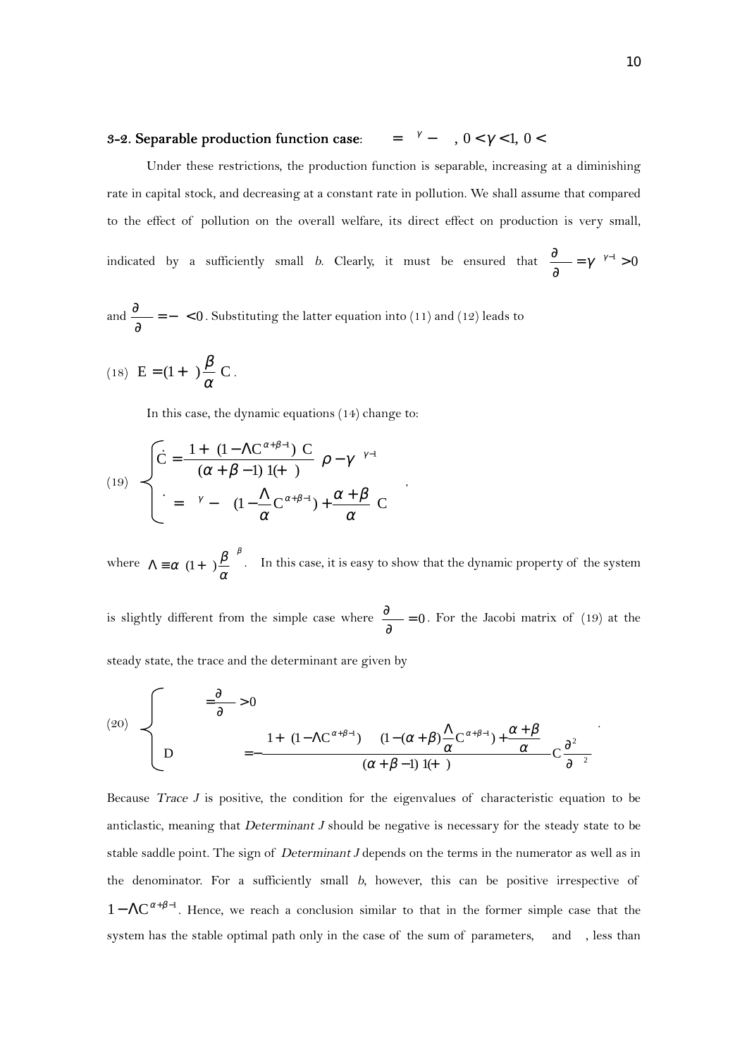### 3-2. Separable production function case: $= \;^{\gamma} - \;\;, 0 < \gamma < 1, 0 <$

Under these restrictions, the production function is separable, increasing at a diminishing rate in capital stock, and decreasing at a constant rate in pollution. We shall assume that compared to the effect of pollution on the overall welfare, its direct effect on production is very small, indicated by a sufficiently small *b*. Clearly, it must be ensured that $\frac{\partial}{\partial} = \gamma \;^{\gamma - 1} > 0$ and $\frac{\partial}{\partial} = - \; < 0$. Substituting the latter equation into (11) and (12) leads to

$$\text{(18)} \quad \mathrm{E} = (1 + \;) \frac{\beta}{\alpha} \mathrm{C} .$$

In this case, the dynamic equations (14) change to:

$$\text{(19)} \quad \begin{cases} \dot{\mathrm{C}} = \dfrac{1 + \; (1 - \Lambda \mathrm{C}^{\alpha + \beta - 1}) \; \mathrm{C}}{(\alpha + \beta - 1) \; 1(+ \;)} \; \rho - \gamma \;^{\gamma - 1} \\ \dot{} = \;^{\gamma} - \;\; (1 - \dfrac{\Lambda}{\alpha} \mathrm{C}^{\alpha + \beta - 1}) + \dfrac{\alpha + \beta}{\alpha} \; \mathrm{C} \end{cases} ,$$

where $\Lambda \equiv \alpha \; (1 + \;) \frac{\beta}{\alpha} \;^{\beta}$. In this case, it is easy to show that the dynamic property of the system is slightly different from the simple case where $\frac{\partial}{\partial} = 0$. For the Jacobi matrix of (19) at the steady state, the trace and the determinant are given by

$$\text{(20)} \quad \begin{cases} \quad = \dfrac{\partial}{\partial} > 0 \\ \mathrm{D} \quad = - \dfrac{1 + \; (1 - \Lambda \mathrm{C}^{\alpha + \beta - 1}) \quad (1 - (\alpha + \beta) \dfrac{\Lambda}{\alpha} \mathrm{C}^{\alpha + \beta - 1}) + \dfrac{\alpha + \beta}{\alpha}}{(\alpha + \beta - 1) \; 1(+ \;)} \mathrm{C} \dfrac{\partial^2}{\partial \;^2} \end{cases} .$$

Because *Trace J* is positive, the condition for the eigenvalues of characteristic equation to be anticlastic, meaning that *Determinant J* should be negative is necessary for the steady state to be stable saddle point. The sign of *Determinant J* depends on the terms in the numerator as well as in the denominator. For a sufficiently small *b*, however, this can be positive irrespective of $1 - \Lambda \mathrm{C}^{\alpha + \beta - 1}$. Hence, we reach a conclusion similar to that in the former simple case that the system has the stable optimal path only in the case of the sum of parameters, and , less than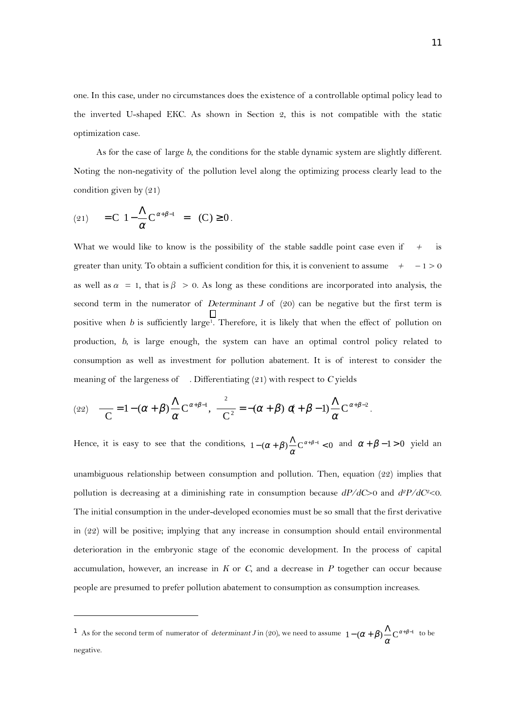one. In this case, under no circumstances does the existence of a controllable optimal policy lead to the inverted U-shaped EKC. As shown in Section 2, this is not compatible with the static optimization case.

As for the case of large *b*, the conditions for the stable dynamic system are slightly different. Noting the non-negativity of the pollution level along the optimizing process clearly lead to the condition given by (21)

$$(21) \qquad = C\left(1 - \frac{\Lambda}{\alpha} C^{\alpha+\beta-1}\right) = (C) \geq 0 .$$

What we would like to know is the possibility of the stable saddle point case even if $+$ is greater than unity. To obtain a sufficient condition for this, it is convenient to assume $+ \quad -1 > 0$ as well as $\alpha = 1$, that is $\beta > 0$. As long as these conditions are incorporated into analysis, the second term in the numerator of *Determinant J* of (20) can be negative but the first term is positive when *b* is sufficiently large[1]. Therefore, it is likely that when the effect of pollution on production, *b*, is large enough, the system can have an optimal control policy related to consumption as well as investment for pollution abatement. It is of interest to consider the meaning of the largeness of . Differentiating (21) with respect to *C* yields

$$(22) \qquad \frac{}{C} = 1 - (\alpha + \beta)\frac{\Lambda}{\alpha} C^{\alpha+\beta-1}, \quad \frac{^2}{C^2} = -(\alpha + \beta)(\alpha + \beta - 1)\frac{\Lambda}{\alpha} C^{\alpha+\beta-2} .$$

Hence, it is easy to see that the conditions, $1 - (\alpha + \beta)\frac{\Lambda}{\alpha} C^{\alpha+\beta-1} < 0$ and $\alpha + \beta - 1 > 0$ yield an unambiguous relationship between consumption and pollution. Then, equation (22) implies that pollution is decreasing at a diminishing rate in consumption because $dP/dC > 0$ and $d^2P/dC^2 < 0$. The initial consumption in the under-developed economies must be so small that the first derivative in (22) will be positive; implying that any increase in consumption should entail environmental deterioration in the embryonic stage of the economic development. In the process of capital accumulation, however, an increase in *K* or *C*, and a decrease in *P* together can occur because people are presumed to prefer pollution abatement to consumption as consumption increases.

---

[1] As for the second term of numerator of *determinant J* in (20), we need to assume $1 - (\alpha + \beta)\frac{\Lambda}{\alpha} C^{\alpha+\beta-1}$ to be negative.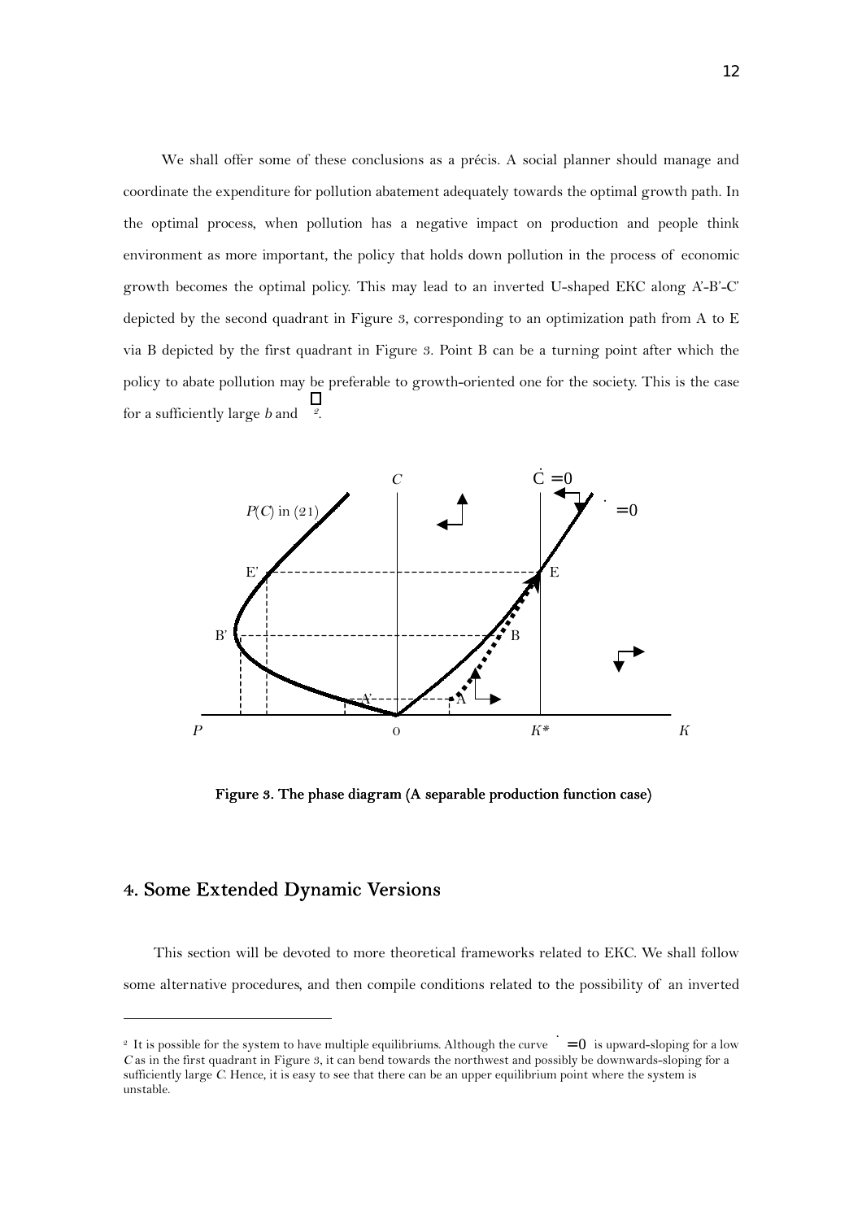We shall offer some of these conclusions as a précis. A social planner should manage and coordinate the expenditure for pollution abatement adequately towards the optimal growth path. In the optimal process, when pollution has a negative impact on production and people think environment as more important, the policy that holds down pollution in the process of economic growth becomes the optimal policy. This may lead to an inverted U-shaped EKC along A'-B'-C' depicted by the second quadrant in Figure 3, corresponding to an optimization path from A to E via B depicted by the first quadrant in Figure 3. Point B can be a turning point after which the policy to abate pollution may be preferable to growth-oriented one for the society. This is the case for a sufficiently large $b$ and □.[2]

C

$\dot{C} = 0$

$\dot{} = 0$

$P(C)$ in (21)

E'

E

B'

B

A'

A

P

0

$K^*$

K

**Figure 3. The phase diagram (A separable production function case)**

## 4. Some Extended Dynamic Versions

This section will be devoted to more theoretical frameworks related to EKC. We shall follow some alternative procedures, and then compile conditions related to the possibility of an inverted

---

[2] It is possible for the system to have multiple equilibriums. Although the curve $\dot{} = 0$ is upward-sloping for a low $C$ as in the first quadrant in Figure 3, it can bend towards the northwest and possibly be downwards-sloping for a sufficiently large $C$. Hence, it is easy to see that there can be an upper equilibrium point where the system is unstable.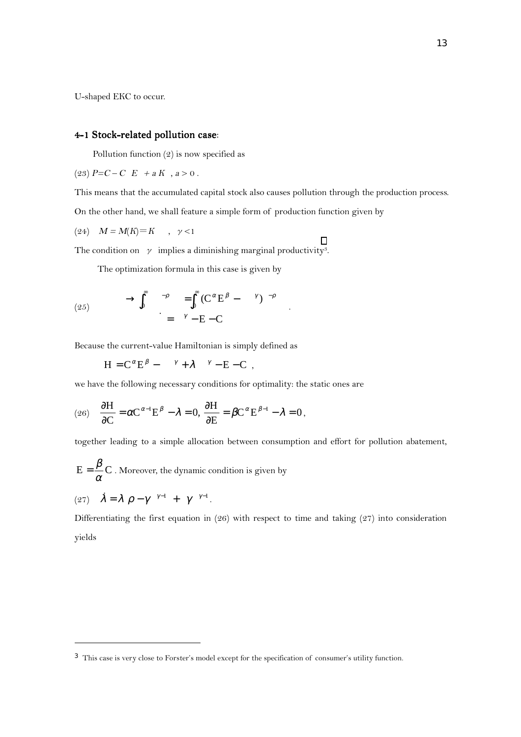U-shaped EKC to occur.

## 4-1 Stock-related pollution case:

Pollution function (2) is now specified as

(23) $P = C - C \ \ E \ \ + aK \ \ , a > 0$ .

This means that the accumulated capital stock also causes pollution through the production process. On the other hand, we shall feature a simple form of production function given by

(24) $\ \ M = M(K) = K \ \ \ \ , \ \ \gamma < 1$

The condition on $\gamma$ implies a diminishing marginal productivity[3].

The optimization formula in this case is given by

$$
(25) \qquad \rightarrow \int_0^{\infty} \quad ^{-\rho} \quad = \int_0^{\infty} (C^{\alpha} E^{\beta} - \quad ^{\gamma}) \quad ^{-\rho} \qquad \dot{} = \quad ^{\gamma} - E - C \qquad .
$$

Because the current-value Hamiltonian is simply defined as

$$
H = C^{\alpha} E^{\beta} - \quad ^{\gamma} + \lambda \quad ^{\gamma} - E - C \ ,
$$

we have the following necessary conditions for optimality: the static ones are

$$
(26) \quad \frac{\partial H}{\partial C} = \alpha C^{\alpha - 1} E^{\beta} - \lambda = 0, \ \frac{\partial H}{\partial E} = \beta C^{\alpha} E^{\beta - 1} - \lambda = 0 ,
$$

together leading to a simple allocation between consumption and effort for pollution abatement, $E = \dfrac{\beta}{\alpha} C$ . Moreover, the dynamic condition is given by

$$
(27) \quad \dot{\lambda} = \lambda \ \rho - \gamma \quad ^{\gamma - 1} \ + \ \gamma \quad ^{\gamma - 1} .
$$

Differentiating the first equation in (26) with respect to time and taking (27) into consideration yields

[3] This case is very close to Forster's model except for the specification of consumer's utility function.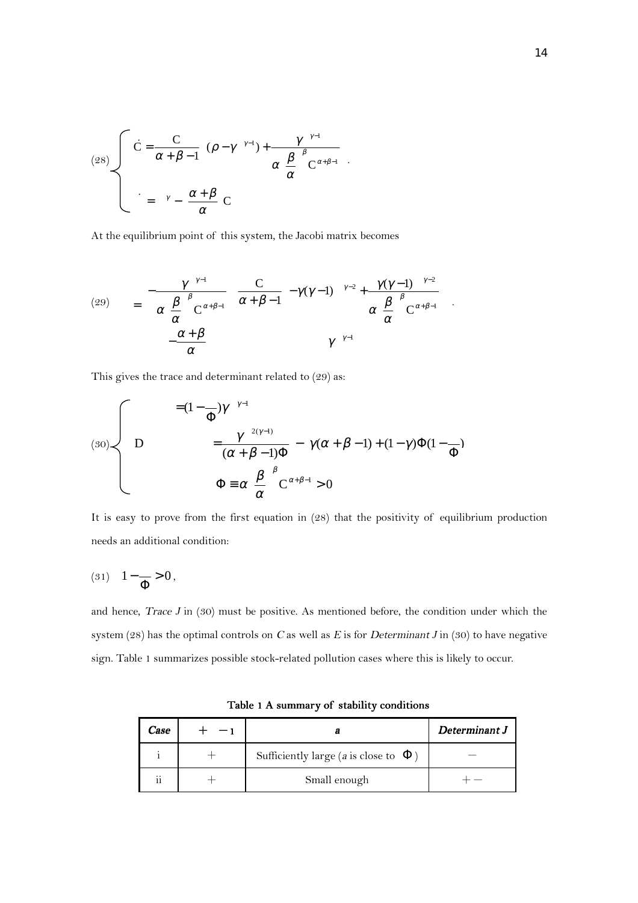$$
(28)\quad
\begin{cases}
\dot{C} = \dfrac{C}{\alpha + \beta - 1}\,(\rho - \gamma \quad {}^{\gamma-1}) + \dfrac{\gamma \quad {}^{\gamma-1}}{\alpha \left(\dfrac{\beta}{\alpha}\right)^{\beta} C^{\alpha+\beta-1}} \\[2ex]
\dot{} = \quad {}^{\gamma} - \dfrac{\alpha + \beta}{\alpha}\, C
\end{cases}
$$

At the equilibrium point of this system, the Jacobi matrix becomes

$$
(29)\qquad = \begin{pmatrix}
-\dfrac{\gamma \quad {}^{\gamma-1}}{\alpha \left(\dfrac{\beta}{\alpha}\right)^{\beta} C^{\alpha+\beta-1}} & \dfrac{C}{\alpha+\beta-1}\left(-\gamma(\gamma-1) \quad {}^{\gamma-2}\right) + \dfrac{\gamma(\gamma-1) \quad {}^{\gamma-2}}{\alpha \left(\dfrac{\beta}{\alpha}\right)^{\beta} C^{\alpha+\beta-1}} \\[2ex]
-\dfrac{\alpha+\beta}{\alpha} & \gamma \quad {}^{\gamma-1}
\end{pmatrix}.
$$

This gives the trace and determinant related to (29) as:

$$
(30)\quad
\begin{cases}
\quad = (1 - \dfrac{}{\Phi})\gamma \quad {}^{\gamma-1} \\[2ex]
D \qquad = \dfrac{\gamma \quad {}^{2(\gamma-1)}}{(\alpha+\beta-1)\Phi}\left(-\gamma(\alpha+\beta-1) + (1-\gamma)\Phi(1 - \dfrac{}{\Phi})\right) \\[2ex]
\Phi \equiv \alpha \left(\dfrac{\beta}{\alpha}\right)^{\beta} C^{\alpha+\beta-1} > 0
\end{cases}
$$

It is easy to prove from the first equation in (28) that the positivity of equilibrium production needs an additional condition:

$$
(31)\quad 1 - \frac{}{\Phi} > 0,
$$

and hence, *Trace J* in (30) must be positive. As mentioned before, the condition under which the system (28) has the optimal controls on *C* as well as *E* is for *Determinant J* in (30) to have negative sign. Table 1 summarizes possible stock-related pollution cases where this is likely to occur.

**Table 1 A summary of stability conditions**

| *Case* | $+ \quad -1$ | *a* | *Determinant J* |
|---|---|---|---|
| i | + | Sufficiently large (*a* is close to $\Phi$) | − |
| ii | + | Small enough | + − |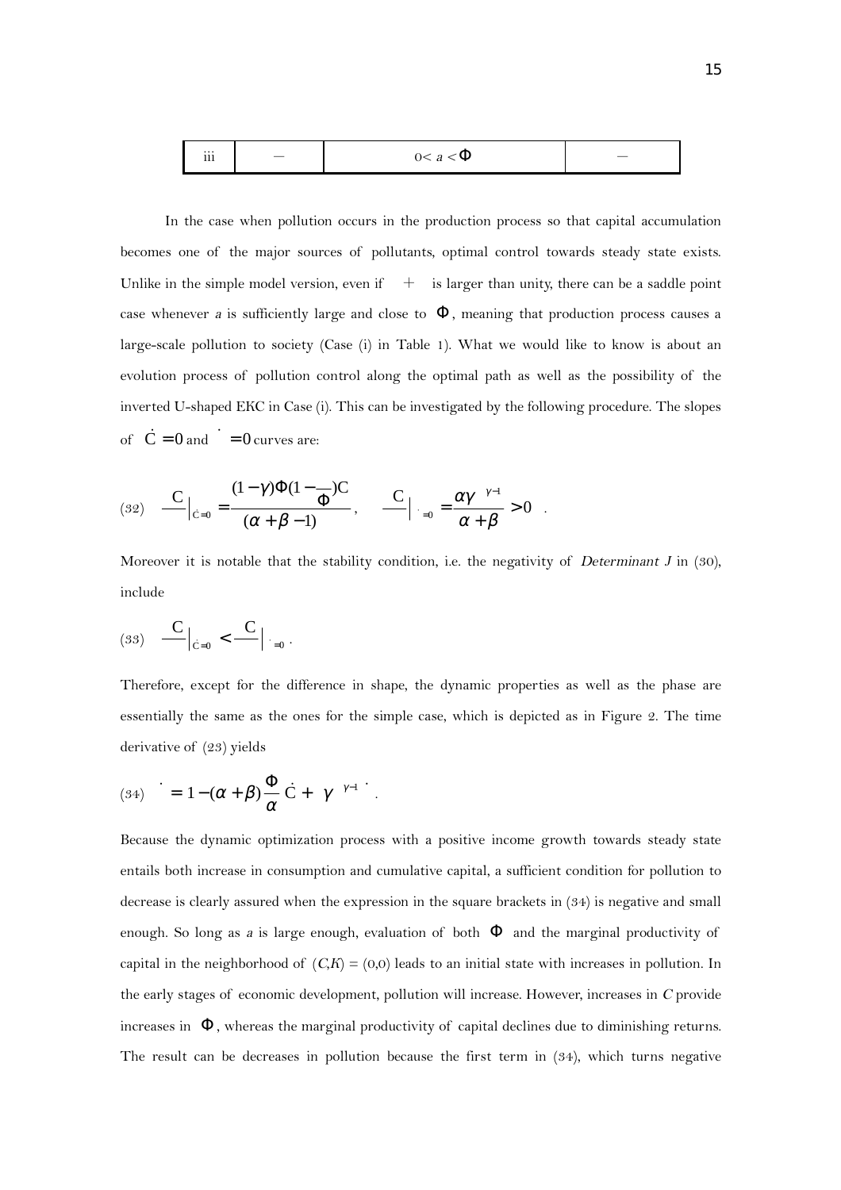| iii | — | $0 < a < \Phi$ | — |
|---|---|---|---|

In the case when pollution occurs in the production process so that capital accumulation becomes one of the major sources of pollutants, optimal control towards steady state exists. Unlike in the simple model version, even if $+$ is larger than unity, there can be a saddle point case whenever *a* is sufficiently large and close to $\Phi$, meaning that production process causes a large-scale pollution to society (Case (i) in Table 1). What we would like to know is about an evolution process of pollution control along the optimal path as well as the possibility of the inverted U-shaped EKC in Case (i). This can be investigated by the following procedure. The slopes of $\dot{C} = 0$ and $\dot{} = 0$ curves are:

$$(32) \quad \frac{C}{}\Big|_{\dot{C}=0} = \frac{(1-\gamma)\Phi(1-\frac{}{\Phi})C}{(\alpha+\beta-1)}, \qquad \frac{C}{}\Big|_{\dot{}=0} = \frac{\alpha\gamma \ ^{\gamma-1}}{\alpha+\beta} > 0 \ .$$

Moreover it is notable that the stability condition, i.e. the negativity of *Determinant J* in (30), include

$$(33) \quad \frac{C}{}\Big|_{\dot{C}=0} < \frac{C}{}\Big|_{\dot{}=0} .$$

Therefore, except for the difference in shape, the dynamic properties as well as the phase are essentially the same as the ones for the simple case, which is depicted as in Figure 2. The time derivative of (23) yields

$$(34) \quad \dot{} = 1-(\alpha+\beta)\frac{\Phi}{\alpha}\dot{C} + \gamma \ ^{\gamma-1} \dot{} \ .$$

Because the dynamic optimization process with a positive income growth towards steady state entails both increase in consumption and cumulative capital, a sufficient condition for pollution to decrease is clearly assured when the expression in the square brackets in (34) is negative and small enough. So long as *a* is large enough, evaluation of both $\Phi$ and the marginal productivity of capital in the neighborhood of $(C,K) = (0,0)$ leads to an initial state with increases in pollution. In the early stages of economic development, pollution will increase. However, increases in *C* provide increases in $\Phi$, whereas the marginal productivity of capital declines due to diminishing returns. The result can be decreases in pollution because the first term in (34), which turns negative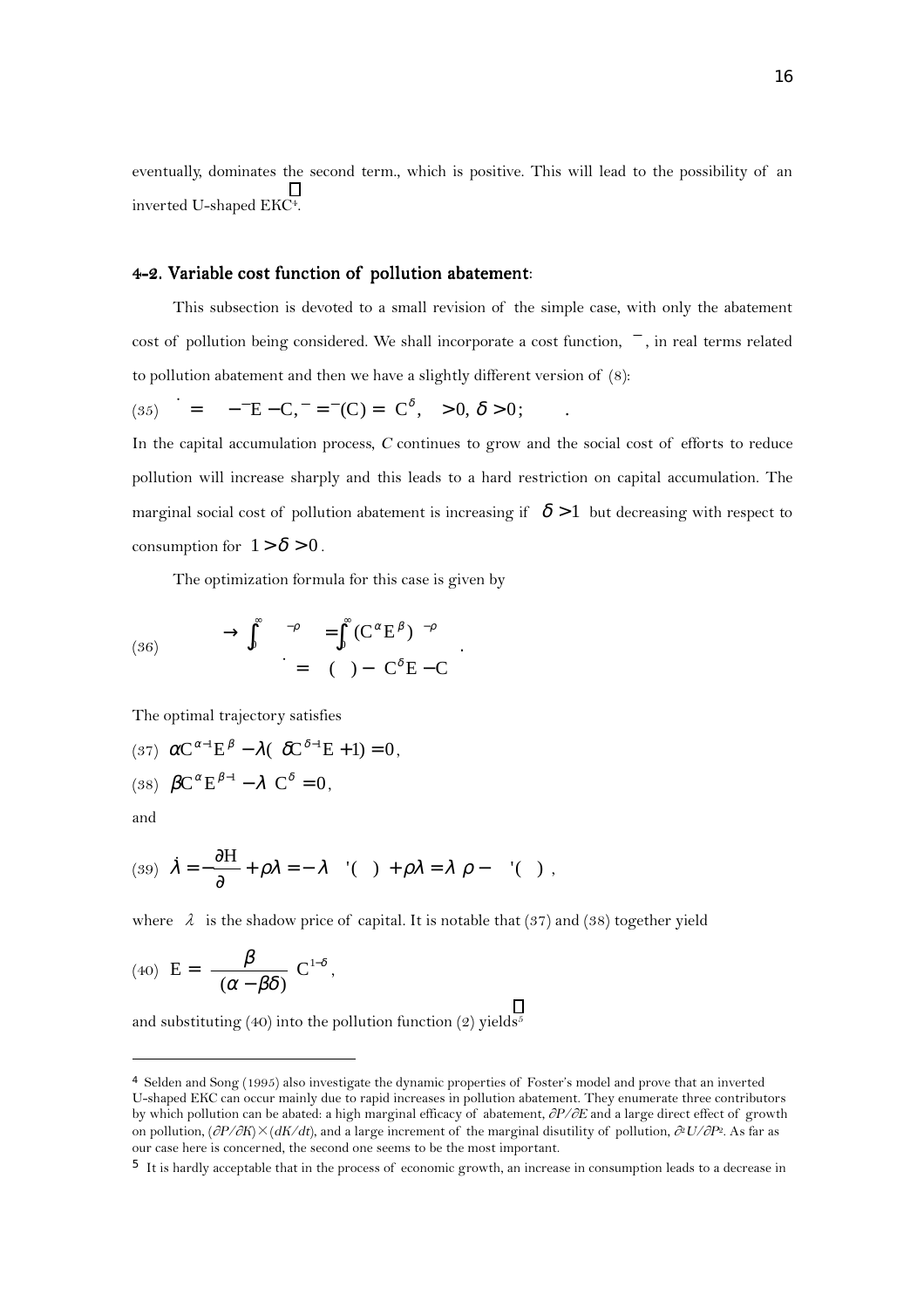eventually, dominates the second term., which is positive. This will lead to the possibility of an inverted U-shaped EKC[4].

### 4-2. Variable cost function of pollution abatement:

This subsection is devoted to a small revision of the simple case, with only the abatement cost of pollution being considered. We shall incorporate a cost function, $\bar{\ }$, in real terms related to pollution abatement and then we have a slightly different version of (8):

$$(35)\quad \dot{\ } = \ -\bar{\ }E - C, \bar{\ } = \bar{\ }(C) = \ C^{\delta}, \quad >0, \ \delta > 0; \qquad .$$

In the capital accumulation process, *C* continues to grow and the social cost of efforts to reduce pollution will increase sharply and this leads to a hard restriction on capital accumulation. The marginal social cost of pollution abatement is increasing if $\delta > 1$ but decreasing with respect to consumption for $1 > \delta > 0$.

The optimization formula for this case is given by

$$(36)\qquad \rightarrow \int_0^{\infty} \ ^{-\rho} \ = \int_0^{\infty} (C^{\alpha}E^{\beta}) \ ^{-\rho} \qquad . \qquad \dot{\ } = \ (\ ) - \ C^{\delta}E - C$$

The optimal trajectory satisfies

$$(37)\quad \alpha C^{\alpha-1}E^{\beta} - \lambda(\ \delta C^{\delta-1}E + 1) = 0,$$

$$(38)\quad \beta C^{\alpha}E^{\beta-1} - \lambda \ C^{\delta} = 0,$$

and

$$(39)\quad \dot{\lambda} = -\frac{\partial H}{\partial \ } + \rho\lambda = -\lambda \ \ '(\ ) + \rho\lambda = \lambda\ \rho - \ \ '(\ ) \ ,$$

where $\lambda$ is the shadow price of capital. It is notable that (37) and (38) together yield

$$(40)\quad E = \frac{\beta}{(\alpha - \beta\delta)} \ C^{1-\delta},$$

and substituting (40) into the pollution function (2) yields[5]

---

[4] Selden and Song (1995) also investigate the dynamic properties of Foster's model and prove that an inverted U-shaped EKC can occur mainly due to rapid increases in pollution abatement. They enumerate three contributors by which pollution can be abated: a high marginal efficacy of abatement, $\partial P/\partial E$ and a large direct effect of growth on pollution, $(\partial P/\partial K)\times(dK/dt)$, and a large increment of the marginal disutility of pollution, $\partial^2 U/\partial P^2$. As far as our case here is concerned, the second one seems to be the most important.

[5] It is hardly acceptable that in the process of economic growth, an increase in consumption leads to a decrease in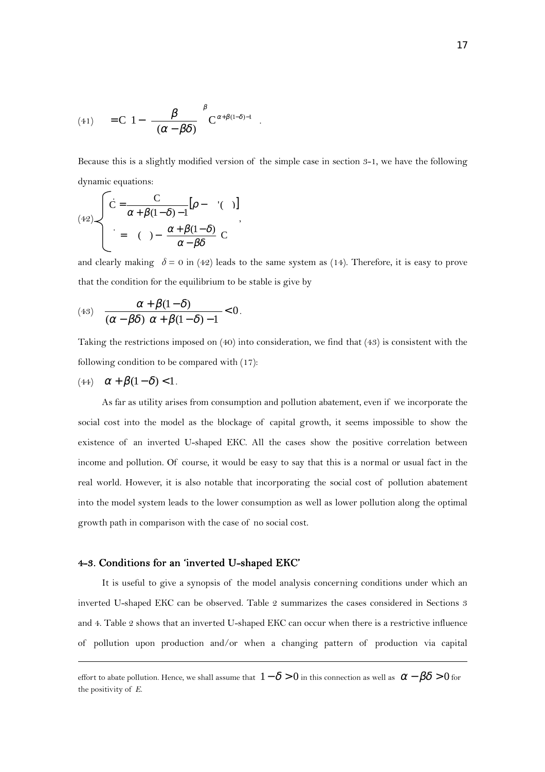(41) $$= C\left(1-\left(\frac{\beta}{(\alpha-\beta\delta)}\right)^{\beta} C^{\alpha+\beta(1-\delta)-1}\right).$$

Because this is a slightly modified version of the simple case in section 3-1, we have the following dynamic equations:

(42) $$\begin{cases} \dot{C} = \dfrac{C}{\alpha+\beta(1-\delta)-1}\left[\rho - \quad '(\quad)\right] \\ \dot{\quad} = \quad(\quad) - \dfrac{\alpha+\beta(1-\delta)}{\alpha-\beta\delta} C \end{cases},$$

and clearly making $\delta = 0$ in (42) leads to the same system as (14). Therefore, it is easy to prove that the condition for the equilibrium to be stable is give by

(43) $$\frac{\alpha+\beta(1-\delta)}{(\alpha-\beta\delta)\left(\alpha+\beta(1-\delta)-1\right)} < 0.$$

Taking the restrictions imposed on (40) into consideration, we find that (43) is consistent with the following condition to be compared with (17):

(44) $\alpha+\beta(1-\delta) < 1$.

As far as utility arises from consumption and pollution abatement, even if we incorporate the social cost into the model as the blockage of capital growth, it seems impossible to show the existence of an inverted U-shaped EKC. All the cases show the positive correlation between income and pollution. Of course, it would be easy to say that this is a normal or usual fact in the real world. However, it is also notable that incorporating the social cost of pollution abatement into the model system leads to the lower consumption as well as lower pollution along the optimal growth path in comparison with the case of no social cost.

### 4-3. Conditions for an 'inverted U-shaped EKC'

It is useful to give a synopsis of the model analysis concerning conditions under which an inverted U-shaped EKC can be observed. Table 2 summarizes the cases considered in Sections 3 and 4. Table 2 shows that an inverted U-shaped EKC can occur when there is a restrictive influence of pollution upon production and/or when a changing pattern of production via capital

---

effort to abate pollution. Hence, we shall assume that $1-\delta > 0$ in this connection as well as $\alpha - \beta\delta > 0$ for the positivity of $E$.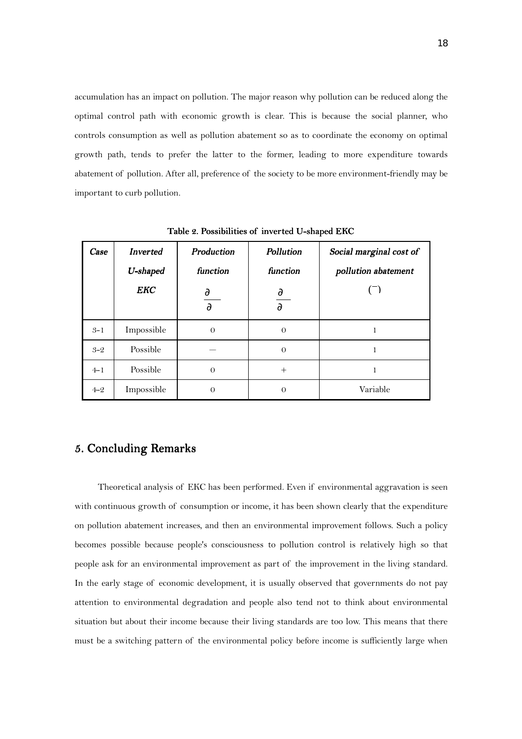accumulation has an impact on pollution. The major reason why pollution can be reduced along the optimal control path with economic growth is clear. This is because the social planner, who controls consumption as well as pollution abatement so as to coordinate the economy on optimal growth path, tends to prefer the latter to the former, leading to more expenditure towards abatement of pollution. After all, preference of the society to be more environment-friendly may be important to curb pollution.

**Table 2. Possibilities of inverted U-shaped EKC**

| *Case* | *Inverted U-shaped EKC* | *Production function* $\frac{\partial}{\partial}$ | *Pollution function* $\frac{\partial}{\partial}$ | *Social marginal cost of pollution abatement* ( ¯ ) |
|---|---|---|---|---|
| 3-1 | Impossible | 0 | 0 | 1 |
| 3-2 | Possible | — | 0 | 1 |
| 4-1 | Possible | 0 | + | 1 |
| 4-2 | Impossible | 0 | 0 | Variable |

## 5. Concluding Remarks

Theoretical analysis of EKC has been performed. Even if environmental aggravation is seen with continuous growth of consumption or income, it has been shown clearly that the expenditure on pollution abatement increases, and then an environmental improvement follows. Such a policy becomes possible because people's consciousness to pollution control is relatively high so that people ask for an environmental improvement as part of the improvement in the living standard. In the early stage of economic development, it is usually observed that governments do not pay attention to environmental degradation and people also tend not to think about environmental situation but about their income because their living standards are too low. This means that there must be a switching pattern of the environmental policy before income is sufficiently large when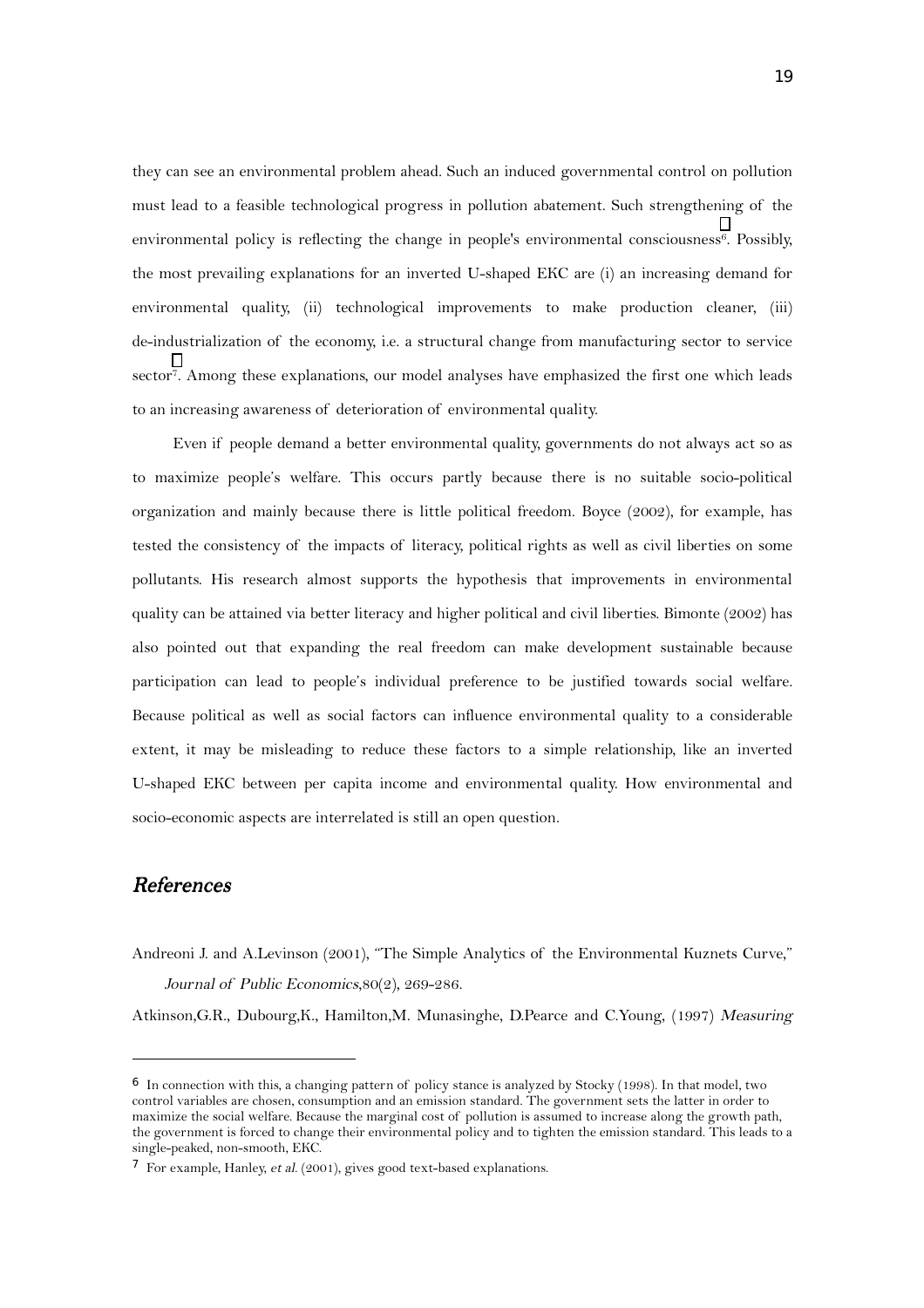they can see an environmental problem ahead. Such an induced governmental control on pollution must lead to a feasible technological progress in pollution abatement. Such strengthening of the environmental policy is reflecting the change in people's environmental consciousness[6]. Possibly, the most prevailing explanations for an inverted U-shaped EKC are (i) an increasing demand for environmental quality, (ii) technological improvements to make production cleaner, (iii) de-industrialization of the economy, i.e. a structural change from manufacturing sector to service sector[7]. Among these explanations, our model analyses have emphasized the first one which leads to an increasing awareness of deterioration of environmental quality.

Even if people demand a better environmental quality, governments do not always act so as to maximize people's welfare. This occurs partly because there is no suitable socio-political organization and mainly because there is little political freedom. Boyce (2002), for example, has tested the consistency of the impacts of literacy, political rights as well as civil liberties on some pollutants. His research almost supports the hypothesis that improvements in environmental quality can be attained via better literacy and higher political and civil liberties. Bimonte (2002) has also pointed out that expanding the real freedom can make development sustainable because participation can lead to people's individual preference to be justified towards social welfare. Because political as well as social factors can influence environmental quality to a considerable extent, it may be misleading to reduce these factors to a simple relationship, like an inverted U-shaped EKC between per capita income and environmental quality. How environmental and socio-economic aspects are interrelated is still an open question.

## *References*

Andreoni J. and A.Levinson (2001), "The Simple Analytics of the Environmental Kuznets Curve," *Journal of Public Economics*,80(2), 269-286.

Atkinson,G.R., Dubourg,K., Hamilton,M. Munasinghe, D.Pearce and C.Young, (1997) *Measuring*

---

[6] In connection with this, a changing pattern of policy stance is analyzed by Stocky (1998). In that model, two control variables are chosen, consumption and an emission standard. The government sets the latter in order to maximize the social welfare. Because the marginal cost of pollution is assumed to increase along the growth path, the government is forced to change their environmental policy and to tighten the emission standard. This leads to a single-peaked, non-smooth, EKC.

[7] For example, Hanley, *et al.* (2001), gives good text-based explanations.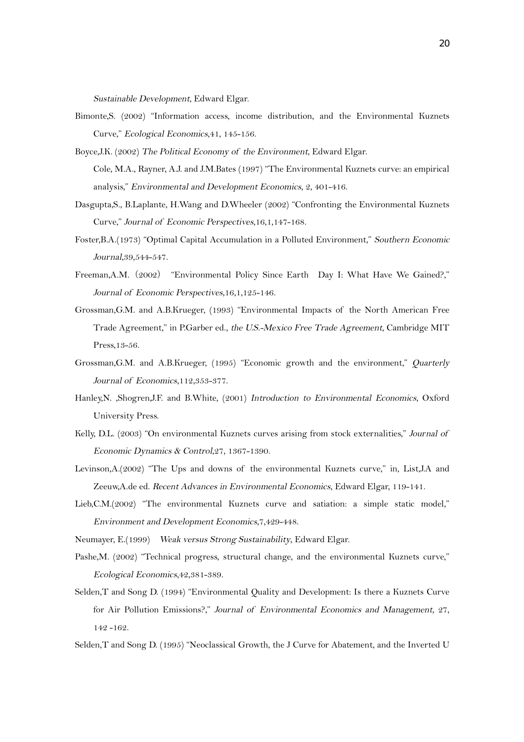*Sustainable Development*, Edward Elgar.

Bimonte,S. (2002) "Information access, income distribution, and the Environmental Kuznets Curve," *Ecological Economics*,41, 145-156.

Boyce,J.K. (2002) *The Political Economy of the Environment*, Edward Elgar.

Cole, M.A., Rayner, A.J. and J.M.Bates (1997) "The Environmental Kuznets curve: an empirical analysis," *Environmental and Development Economics*, 2, 401-416.

Dasgupta,S., B.Laplante, H.Wang and D.Wheeler (2002) "Confronting the Environmental Kuznets Curve," *Journal of Economic Perspectives*,16,1,147-168.

Foster,B.A.(1973) "Optimal Capital Accumulation in a Polluted Environment," *Southern Economic Journal*,39,544-547.

Freeman,A.M. (2002) "Environmental Policy Since Earth Day I: What Have We Gained?," *Journal of Economic Perspectives*,16,1,125-146.

Grossman,G.M. and A.B.Krueger, (1993) "Environmental Impacts of the North American Free Trade Agreement," in P.Garber ed., *the U.S.-Mexico Free Trade Agreement*, Cambridge MIT Press,13-56.

Grossman,G.M. and A.B.Krueger, (1995) "Economic growth and the environment," *Quarterly Journal of Economics*,112,353-377.

Hanley,N. ,Shogren,J.F. and B.White, (2001) *Introduction to Environmental Economics*, Oxford University Press.

Kelly, D.L. (2003) "On environmental Kuznets curves arising from stock externalities," *Journal of Economic Dynamics & Control*,27, 1367-1390.

Levinson,A.(2002) "The Ups and downs of the environmental Kuznets curve," in, List,J.A and Zeeuw,A.de ed. *Recent Advances in Environmental Economics*, Edward Elgar, 119-141.

Lieb,C.M.(2002) "The environmental Kuznets curve and satiation: a simple static model," *Environment and Development Economics*,7,429-448.

Neumayer, E.(1999) *Weak versus Strong Sustainability*, Edward Elgar.

Pashe,M. (2002) "Technical progress, structural change, and the environmental Kuznets curve," *Ecological Economics*,42,381-389.

Selden,T and Song D. (1994) "Environmental Quality and Development: Is there a Kuznets Curve for Air Pollution Emissions?," *Journal of Environmental Economics and Management,* 27, 142 -162.

Selden,T and Song D. (1995) "Neoclassical Growth, the J Curve for Abatement, and the Inverted U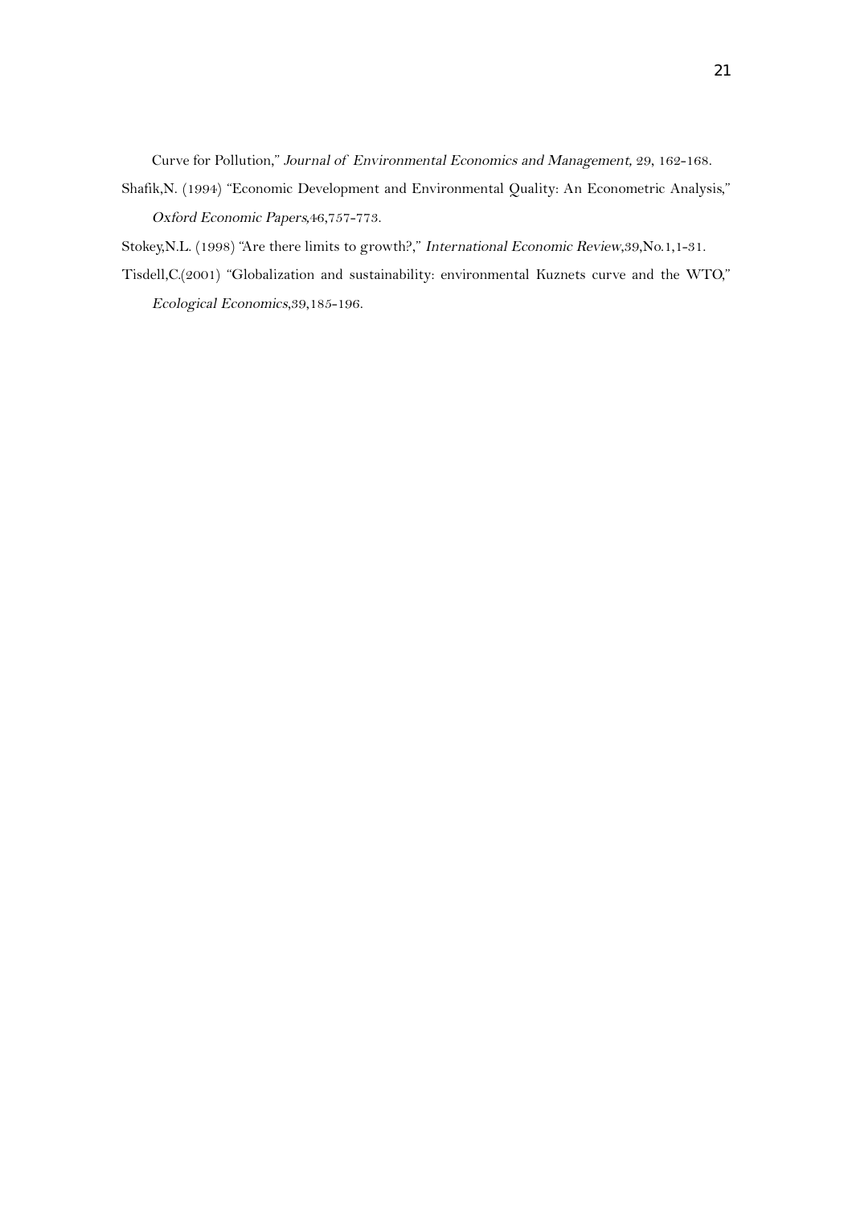Curve for Pollution," *Journal of Environmental Economics and Management,* 29, 162-168.

Shafik,N. (1994) "Economic Development and Environmental Quality: An Econometric Analysis," *Oxford Economic Papers*,46,757-773.

Stokey,N.L. (1998) "Are there limits to growth?," *International Economic Review*,39,No.1,1-31.

Tisdell,C.(2001) "Globalization and sustainability: environmental Kuznets curve and the WTO," *Ecological Economics*,39,185-196.